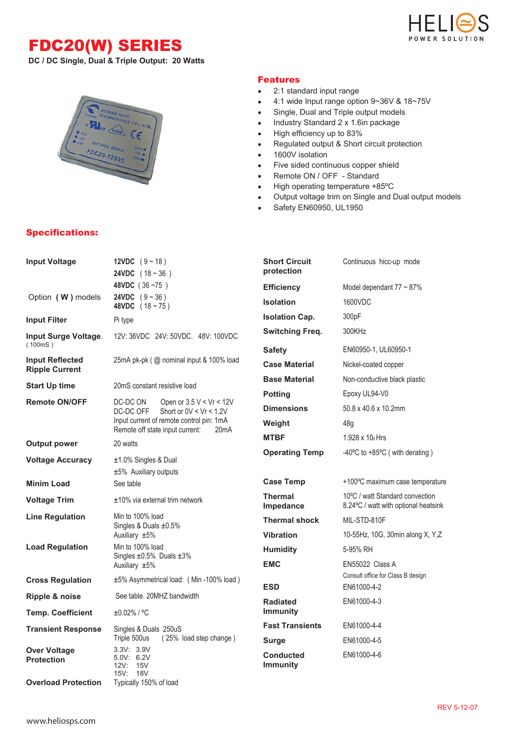# FDC20(W) SERIES

**DC / DC Single, Dual & Triple Output: 20 Watts**

## Features

- 2:1 standard input range
- 4:1 wide Input range option 9~36V & 18~75V
- Single, Dual and Triple output models
- Industry Standard 2 x 1.6in package
- High efficiency up to 83%
- Regulated output & Short circuit protection
- 1600V isolation
- Five sided continuous copper shield
- Remote ON / OFF - Standard
- High operating temperature +85ºC
- Output voltage trim on Single and Dual output models
- Safety EN60950, UL1950

## Specifications:

| | |
|---|---|
| **Input Voltage** | **12VDC** ( 9 ~ 18 )<br>**24VDC** ( 18 ~ 36 )<br>**48VDC** ( 36 ~75 ) |
| Option **( W )** models | **24VDC** ( 9 ~ 36 )<br>**48VDC** ( 18 ~ 75 ) |
| **Input Filter** | Pi type |
| **Input Surge Voltage**. ( 100mS ) | 12V: 36VDC 24V: 50VDC. 48V: 100VDC |
| **Input Reflected Ripple Current** | 25mA pk-pk ( @ nominal input & 100% load |
| **Start Up time** | 20mS constant resistive load |
| **Remote ON/OFF** | DC-DC ON Open or 3.5 V < Vr < 12V<br>DC-DC OFF Short or 0V < Vr < 1.2V<br>Input current of remote control pin: 1mA<br>Remote off state input current: 20mA |
| **Output power** | 20 watts |
| **Voltage Accuracy** | ±1.0% Singles & Dual<br>±5% Auxiliary outputs |
| **Minim Load** | See table |
| **Voltage Trim** | ±10% via external trim network |
| **Line Regulation** | Min to 100% load<br>Singles & Duals ±0.5%<br>Auxiliary ±5% |
| **Load Regulation** | Min to 100% load<br>Singles ±0.5% Duals ±3%<br>Auxiliary ±5% |
| **Cross Regulation** | ±5% Asymmetrical load: ( Min -100% load ) |
| **Ripple & noise** | See table. 20MHZ bandwidth |
| **Temp. Coefficient** | ±0.02% / ºC |
| **Transient Response** | Singles & Duals 250uS<br>Triple 500us ( 25% load step change ) |
| **Over Voltage Protection** | 3.3V: 3.9V<br>5.0V: 6.2V<br>12V: 15V<br>15V: 18V |
| **Overload Protection** | Typically 150% of load |
| **Short Circuit protection** | Continuous hicc-up mode |
| **Efficiency** | Model dependant 77 ~ 87% |
| **Isolation** | 1600VDC |
| **Isolation Cap.** | 300pF |
| **Switching Freq.** | 300KHz |
| **Safety** | EN60950-1, UL60950-1 |
| **Case Material** | Nickel-coated copper |
| **Base Material** | Non-conductive black plastic |
| **Potting** | Epoxy UL94-V0 |
| **Dimensions** | 50.8 x 40.6 x 10.2mm |
| **Weight** | 48g |
| **MTBF** | 1.928 x $10^6$ Hrs |
| **Operating Temp** | -40ºC to +85ºC ( with derating ) |
| **Case Temp** | +100ºC maximum case temperature |
| **Thermal Impedance** | 10ºC / watt Standard convection<br>8.24ºC / watt with optional heatsink |
| **Thermal shock** | MIL-STD-810F |
| **Vibration** | 10-55Hz, 10G, 30min along X, Y,Z |
| **Humidity** | 5-95% RH |
| **EMC** | EN55022 Class A<br>Consult office for Class B design |
| **ESD** | EN61000-4-2 |
| **Radiated Immunity** | EN61000-4-3 |
| **Fast Transients** | EN61000-4-4 |
| **Surge** | EN61000-4-5 |
| **Conducted Immunity** | EN61000-4-6 |

REV 5-12-07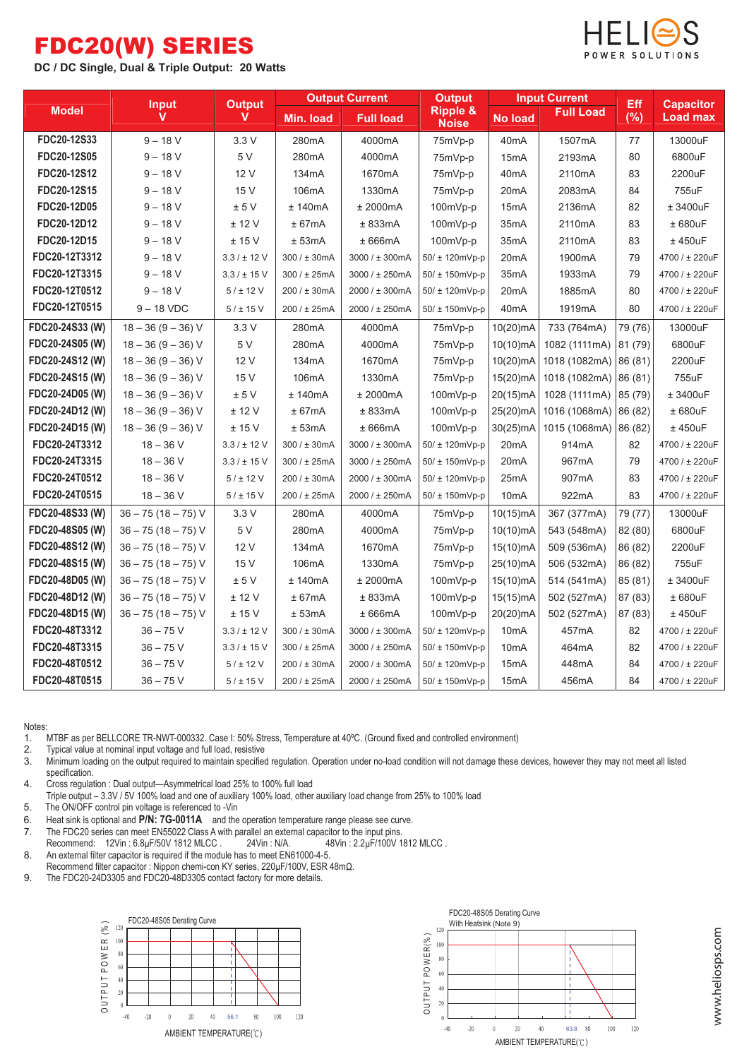# FDC20(W) SERIES

**DC / DC Single, Dual & Triple Output: 20 Watts**

| Model | Input V | Output V | Output Current | | Output Ripple & Noise | Input Current | | Eff (%) | Capacitor Load max |
|---|---|---|---|---|---|---|---|---|---|
| | | | Min. load | Full load | | No load | Full Load | | |
| FDC20-12S33 | 9 – 18 V | 3.3 V | 280mA | 4000mA | 75mVp-p | 40mA | 1507mA | 77 | 13000uF |
| FDC20-12S05 | 9 – 18 V | 5 V | 280mA | 4000mA | 75mVp-p | 15mA | 2193mA | 80 | 6800uF |
| FDC20-12S12 | 9 – 18 V | 12 V | 134mA | 1670mA | 75mVp-p | 40mA | 2110mA | 83 | 2200uF |
| FDC20-12S15 | 9 – 18 V | 15 V | 106mA | 1330mA | 75mVp-p | 20mA | 2083mA | 84 | 755uF |
| FDC20-12D05 | 9 – 18 V | ± 5 V | ± 140mA | ± 2000mA | 100mVp-p | 15mA | 2136mA | 82 | ± 3400uF |
| FDC20-12D12 | 9 – 18 V | ± 12 V | ± 67mA | ± 833mA | 100mVp-p | 35mA | 2110mA | 83 | ± 680uF |
| FDC20-12D15 | 9 – 18 V | ± 15 V | ± 53mA | ± 666mA | 100mVp-p | 35mA | 2110mA | 83 | ± 450uF |
| FDC20-12T3312 | 9 – 18 V | 3.3 / ± 12 V | 300 / ± 30mA | 3000 / ± 300mA | 50/ ± 120mVp-p | 20mA | 1900mA | 79 | 4700 / ± 220uF |
| FDC20-12T3315 | 9 – 18 V | 3.3 / ± 15 V | 300 / ± 25mA | 3000 / ± 250mA | 50/ ± 150mVp-p | 35mA | 1933mA | 79 | 4700 / ± 220uF |
| FDC20-12T0512 | 9 – 18 V | 5 / ± 12 V | 200 / ± 30mA | 2000 / ± 300mA | 50/ ± 120mVp-p | 20mA | 1885mA | 80 | 4700 / ± 220uF |
| FDC20-12T0515 | 9 – 18 VDC | 5 / ± 15 V | 200 / ± 25mA | 2000 / ± 250mA | 50/ ± 150mVp-p | 40mA | 1919mA | 80 | 4700 / ± 220uF |
| FDC20-24S33 (W) | 18 – 36 (9 – 36) V | 3.3 V | 280mA | 4000mA | 75mVp-p | 10(20)mA | 733 (764mA) | 79 (76) | 13000uF |
| FDC20-24S05 (W) | 18 – 36 (9 – 36) V | 5 V | 280mA | 4000mA | 75mVp-p | 10(10)mA | 1082 (1111mA) | 81 (79) | 6800uF |
| FDC20-24S12 (W) | 18 – 36 (9 – 36) V | 12 V | 134mA | 1670mA | 75mVp-p | 10(20)mA | 1018 (1082mA) | 86 (81) | 2200uF |
| FDC20-24S15 (W) | 18 – 36 (9 – 36) V | 15 V | 106mA | 1330mA | 75mVp-p | 15(20)mA | 1018 (1082mA) | 86 (81) | 755uF |
| FDC20-24D05 (W) | 18 – 36 (9 – 36) V | ± 5 V | ± 140mA | ± 2000mA | 100mVp-p | 20(15)mA | 1028 (1111mA) | 85 (79) | ± 3400uF |
| FDC20-24D12 (W) | 18 – 36 (9 – 36) V | ± 12 V | ± 67mA | ± 833mA | 100mVp-p | 25(20)mA | 1016 (1068mA) | 86 (82) | ± 680uF |
| FDC20-24D15 (W) | 18 – 36 (9 – 36) V | ± 15 V | ± 53mA | ± 666mA | 100mVp-p | 30(25)mA | 1015 (1068mA) | 86 (82) | ± 450uF |
| FDC20-24T3312 | 18 – 36 V | 3.3 / ± 12 V | 300 / ± 30mA | 3000 / ± 300mA | 50/ ± 120mVp-p | 20mA | 914mA | 82 | 4700 / ± 220uF |
| FDC20-24T3315 | 18 – 36 V | 3.3 / ± 15 V | 300 / ± 25mA | 3000 / ± 250mA | 50/ ± 150mVp-p | 20mA | 967mA | 79 | 4700 / ± 220uF |
| FDC20-24T0512 | 18 – 36 V | 5 / ± 12 V | 200 / ± 30mA | 2000 / ± 300mA | 50/ ± 120mVp-p | 25mA | 907mA | 83 | 4700 / ± 220uF |
| FDC20-24T0515 | 18 – 36 V | 5 / ± 15 V | 200 / ± 25mA | 2000 / ± 250mA | 50/ ± 150mVp-p | 10mA | 922mA | 83 | 4700 / ± 220uF |
| FDC20-48S33 (W) | 36 – 75 (18 – 75) V | 3.3 V | 280mA | 4000mA | 75mVp-p | 10(15)mA | 367 (377mA) | 79 (77) | 13000uF |
| FDC20-48S05 (W) | 36 – 75 (18 – 75) V | 5 V | 280mA | 4000mA | 75mVp-p | 10(10)mA | 543 (548mA) | 82 (80) | 6800uF |
| FDC20-48S12 (W) | 36 – 75 (18 – 75) V | 12 V | 134mA | 1670mA | 75mVp-p | 15(10)mA | 509 (536mA) | 86 (82) | 2200uF |
| FDC20-48S15 (W) | 36 – 75 (18 – 75) V | 15 V | 106mA | 1330mA | 75mVp-p | 25(10)mA | 506 (532mA) | 86 (82) | 755uF |
| FDC20-48D05 (W) | 36 – 75 (18 – 75) V | ± 5 V | ± 140mA | ± 2000mA | 100mVp-p | 15(10)mA | 514 (541mA) | 85 (81) | ± 3400uF |
| FDC20-48D12 (W) | 36 – 75 (18 – 75) V | ± 12 V | ± 67mA | ± 833mA | 100mVp-p | 15(15)mA | 502 (527mA) | 87 (83) | ± 680uF |
| FDC20-48D15 (W) | 36 – 75 (18 – 75) V | ± 15 V | ± 53mA | ± 666mA | 100mVp-p | 20(20)mA | 502 (527mA) | 87 (83) | ± 450uF |
| FDC20-48T3312 | 36 – 75 V | 3.3 / ± 12 V | 300 / ± 30mA | 3000 / ± 300mA | 50/ ± 120mVp-p | 10mA | 457mA | 82 | 4700 / ± 220uF |
| FDC20-48T3315 | 36 – 75 V | 3.3 / ± 15 V | 300 / ± 25mA | 3000 / ± 250mA | 50/ ± 150mVp-p | 10mA | 464mA | 82 | 4700 / ± 220uF |
| FDC20-48T0512 | 36 – 75 V | 5 / ± 12 V | 200 / ± 30mA | 2000 / ± 300mA | 50/ ± 120mVp-p | 15mA | 448mA | 84 | 4700 / ± 220uF |
| FDC20-48T0515 | 36 – 75 V | 5 / ± 15 V | 200 / ± 25mA | 2000 / ± 250mA | 50/ ± 150mVp-p | 15mA | 456mA | 84 | 4700 / ± 220uF |

Notes:

1. MTBF as per BELLCORE TR-NWT-000332. Case I: 50% Stress, Temperature at 40ºC. (Ground fixed and controlled environment)
2. Typical value at nominal input voltage and full load, resistive
3. Minimum loading on the output required to maintain specified regulation. Operation under no-load condition will not damage these devices, however they may not meet all listed specification.
4. Cross regulation : Dual output—Asymmetrical load 25% to 100% full load
   Triple output – 3.3V / 5V 100% load and one of auxiliary 100% load, other auxiliary load change from 25% to 100% load
5. The ON/OFF control pin voltage is referenced to -Vin
6. Heat sink is optional and **P/N: 7G-0011A** and the operation temperature range please see curve.
7. The FDC20 series can meet EN55022 Class A with parallel an external capacitor to the input pins.
   Recommend: 12Vin : 6.8μF/50V 1812 MLCC . 24Vin : N/A. 48Vin : 2.2μF/100V 1812 MLCC .
8. An external filter capacitor is required if the module has to meet EN61000-4-5.
   Recommend filter capacitor : Nippon chemi-con KY series, 220μF/100V, ESR 48mΩ.
9. The FDC20-24D3305 and FDC20-48D3305 contact factory for more details.

FDC20-48S05 Derating Curve

FDC20-48S05 Derating Curve With Heatsink (Note 9)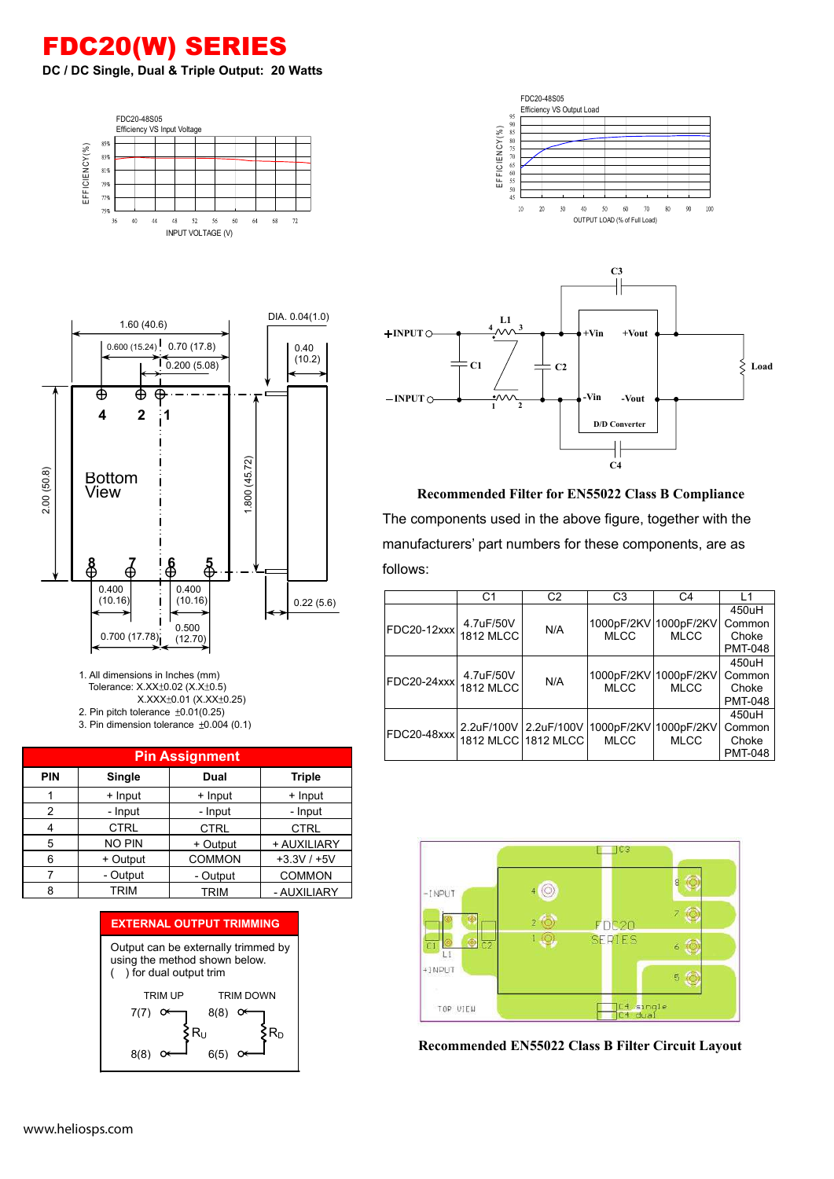# FDC20(W) SERIES

**DC / DC Single, Dual & Triple Output: 20 Watts**

FDC20-48S05
Efficiency VS Input Voltage
EFFICIENCY(%)
85%
83%
81%
79%
77%
75%
36 40 44 48 52 56 60 64 68 72
INPUT VOLTAGE (V)

FDC20-48S05
Efficiency VS Output Load
EFFICIENCY(%)
95 90 85 80 75 70 65 60 55 50 45
10 20 30 40 50 60 70 80 90 100
OUTPUT LOAD (% of Full Load)

1.60 (40.6)
0.600 (15.24)
0.70 (17.8)
0.200 (5.08)
DIA. 0.04(1.0)
0.40 (10.2)
2.00 (50.8)
1.800 (45.72)
Bottom View
4 2 1
8 7 6 5
0.400 (10.16)
0.400 (10.16)
0.700 (17.78)
0.500 (12.70)
0.22 (5.6)

1. All dimensions in Inches (mm)
   Tolerance: X.XX±0.02 (X.X±0.5)
   X.XXX±0.01 (X.XX±0.25)
2. Pin pitch tolerance ±0.01(0.25)
3. Pin dimension tolerance ±0.004 (0.1)

| Pin Assignment | | | |
|---|---|---|---|
| PIN | Single | Dual | Triple |
| 1 | + Input | + Input | + Input |
| 2 | - Input | - Input | - Input |
| 4 | CTRL | CTRL | CTRL |
| 5 | NO PIN | + Output | + AUXILIARY |
| 6 | + Output | COMMON | +3.3V / +5V |
| 7 | - Output | - Output | COMMON |
| 8 | TRIM | TRIM | - AUXILIARY |

**EXTERNAL OUTPUT TRIMMING**

Output can be externally trimmed by using the method shown below.
( ) for dual output trim

TRIM UP
7(7)
8(8)
$R_U$

TRIM DOWN
8(8)
6(5)
$R_D$

+INPUT
-INPUT
C1
L1
4 3
1 2
C2
C3
C4
+Vin
-Vin
+Vout
-Vout
D/D Converter
Load

**Recommended Filter for EN55022 Class B Compliance**

The components used in the above figure, together with the manufacturers' part numbers for these components, are as follows:

| | C1 | C2 | C3 | C4 | L1 |
|---|---|---|---|---|---|
| FDC20-12xxx | 4.7uF/50V 1812 MLCC | N/A | 1000pF/2KV MLCC | 1000pF/2KV MLCC | 450uH Common Choke PMT-048 |
| FDC20-24xxx | 4.7uF/50V 1812 MLCC | N/A | 1000pF/2KV MLCC | 1000pF/2KV MLCC | 450uH Common Choke PMT-048 |
| FDC20-48xxx | 2.2uF/100V 1812 MLCC | 2.2uF/100V 1812 MLCC | 1000pF/2KV MLCC | 1000pF/2KV MLCC | 450uH Common Choke PMT-048 |

C3
-INPUT
+INPUT
C1
L1
C2
FDC20 SERIES
TOP VIEW
C4 single
C4 dual

**Recommended EN55022 Class B Filter Circuit Layout**

www.heliosps.com